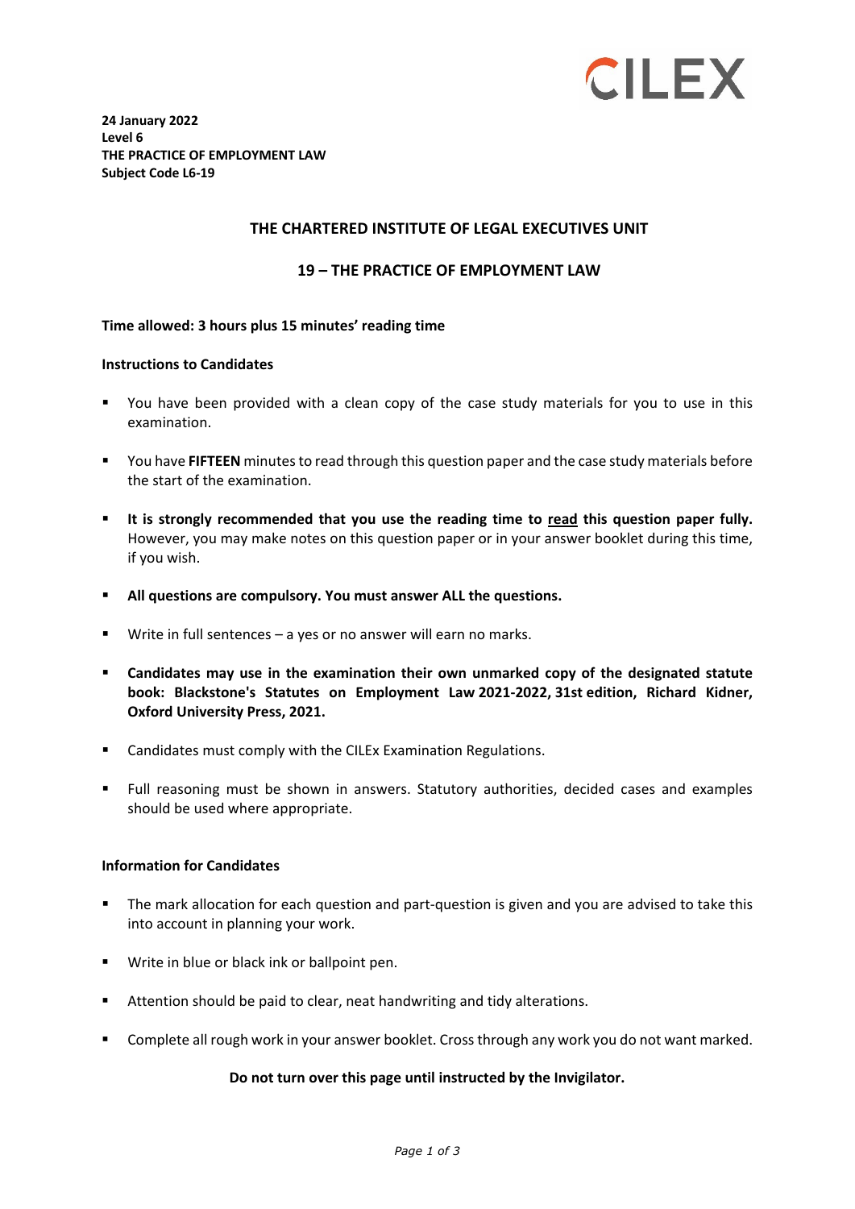CILEX

**24 January 2022**
**Level 6**
**THE PRACTICE OF EMPLOYMENT LAW**
**Subject Code L6-19**

## THE CHARTERED INSTITUTE OF LEGAL EXECUTIVES UNIT

## 19 – THE PRACTICE OF EMPLOYMENT LAW

**Time allowed: 3 hours plus 15 minutes' reading time**

**Instructions to Candidates**

- You have been provided with a clean copy of the case study materials for you to use in this examination.
- You have **FIFTEEN** minutes to read through this question paper and the case study materials before the start of the examination.
- **It is strongly recommended that you use the reading time to read this question paper fully.** However, you may make notes on this question paper or in your answer booklet during this time, if you wish.
- **All questions are compulsory. You must answer ALL the questions.**
- Write in full sentences – a yes or no answer will earn no marks.
- **Candidates may use in the examination their own unmarked copy of the designated statute book: Blackstone's Statutes on Employment Law 2021-2022, 31st edition, Richard Kidner, Oxford University Press, 2021.**
- Candidates must comply with the CILEx Examination Regulations.
- Full reasoning must be shown in answers. Statutory authorities, decided cases and examples should be used where appropriate.

**Information for Candidates**

- The mark allocation for each question and part-question is given and you are advised to take this into account in planning your work.
- Write in blue or black ink or ballpoint pen.
- Attention should be paid to clear, neat handwriting and tidy alterations.
- Complete all rough work in your answer booklet. Cross through any work you do not want marked.

**Do not turn over this page until instructed by the Invigilator.**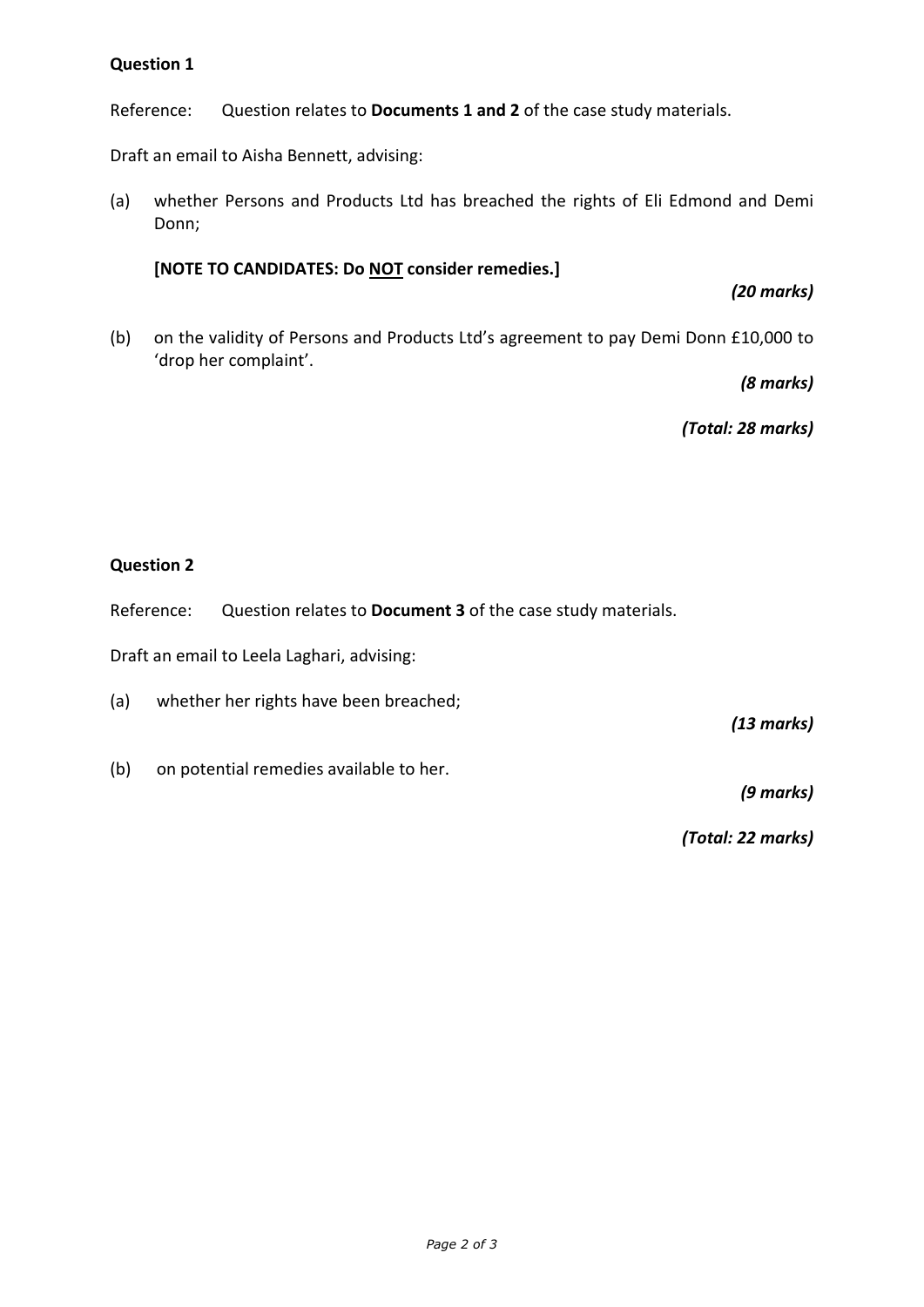**Question 1**

Reference: Question relates to **Documents 1 and 2** of the case study materials.

Draft an email to Aisha Bennett, advising:

(a) whether Persons and Products Ltd has breached the rights of Eli Edmond and Demi Donn;

**[NOTE TO CANDIDATES: Do <u>NOT</u> consider remedies.]**

*(20 marks)*

(b) on the validity of Persons and Products Ltd's agreement to pay Demi Donn £10,000 to 'drop her complaint'.

*(8 marks)*

*(Total: 28 marks)*

**Question 2**

Reference: Question relates to **Document 3** of the case study materials.

Draft an email to Leela Laghari, advising:

(a) whether her rights have been breached;

*(13 marks)*

(b) on potential remedies available to her.

*(9 marks)*

*(Total: 22 marks)*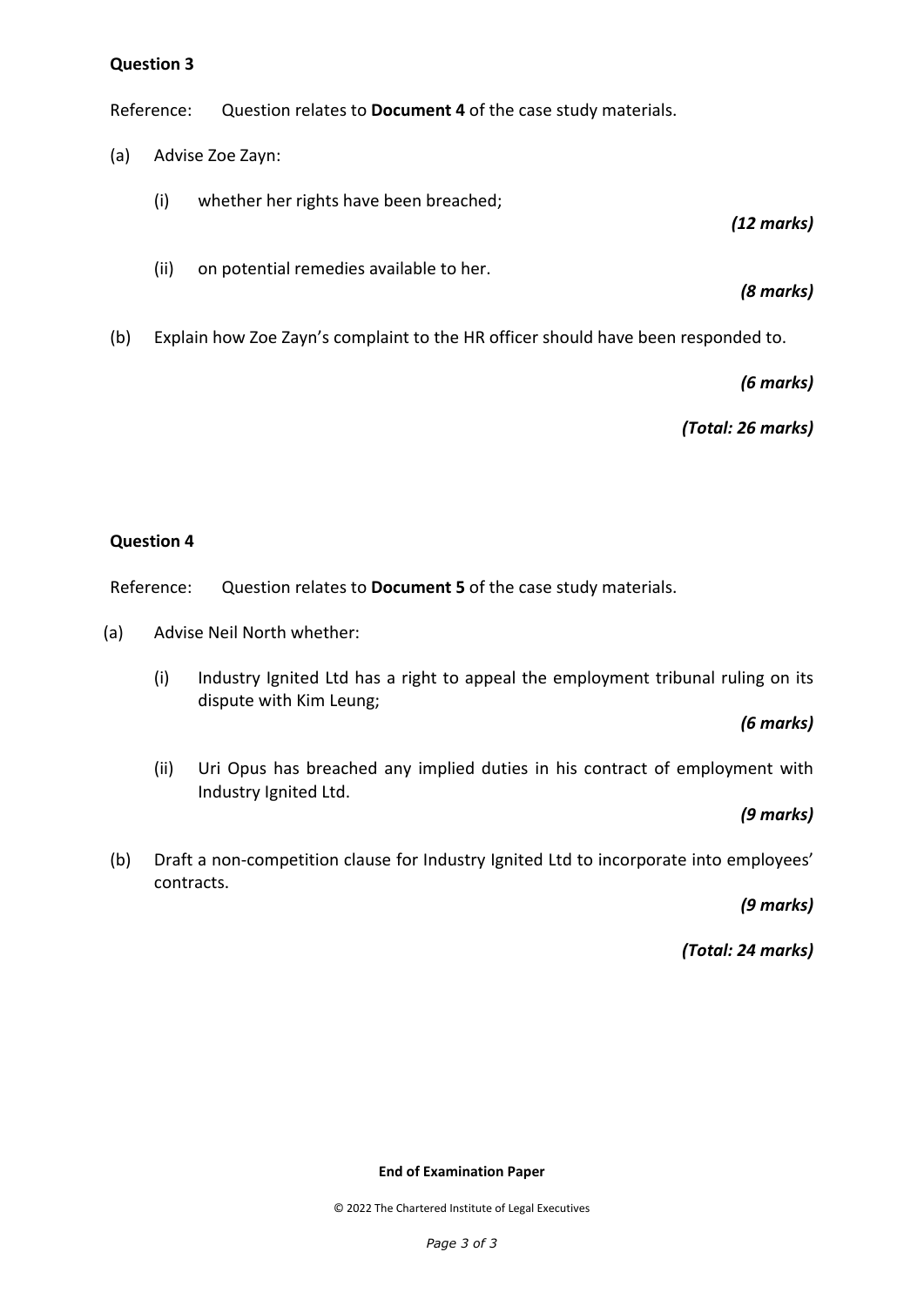**Question 3**

Reference: Question relates to **Document 4** of the case study materials.

(a) Advise Zoe Zayn:

(i) whether her rights have been breached;

***(12 marks)***

(ii) on potential remedies available to her.

***(8 marks)***

(b) Explain how Zoe Zayn's complaint to the HR officer should have been responded to.

***(6 marks)***

***(Total: 26 marks)***

**Question 4**

Reference: Question relates to **Document 5** of the case study materials.

(a) Advise Neil North whether:

(i) Industry Ignited Ltd has a right to appeal the employment tribunal ruling on its dispute with Kim Leung;

***(6 marks)***

(ii) Uri Opus has breached any implied duties in his contract of employment with Industry Ignited Ltd.

***(9 marks)***

(b) Draft a non-competition clause for Industry Ignited Ltd to incorporate into employees' contracts.

***(9 marks)***

***(Total: 24 marks)***

**End of Examination Paper**

© 2022 The Chartered Institute of Legal Executives